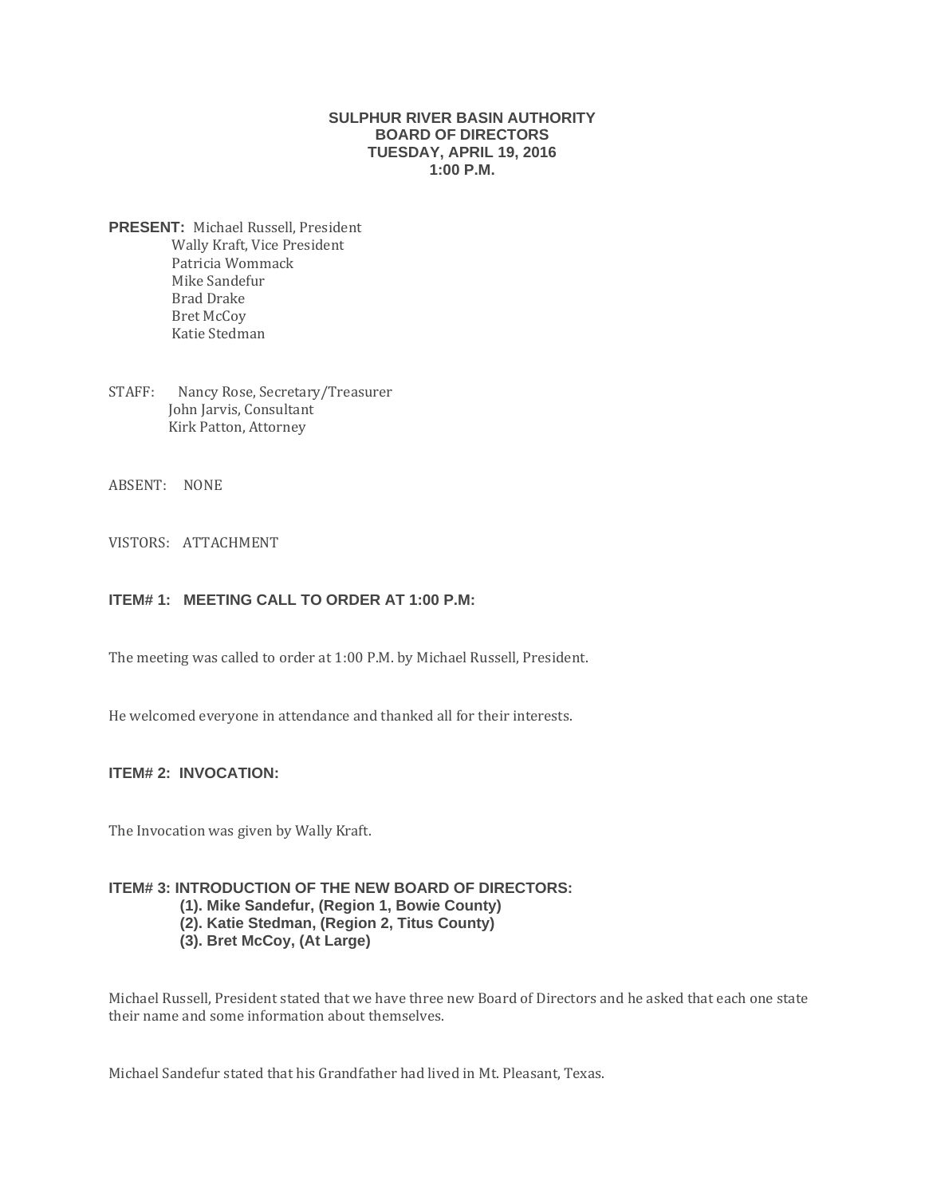# SULPHUR RIVER BASIN AUTHORITY
## BOARD OF DIRECTORS
### TUESDAY, APRIL 19, 2016
### 1:00 P.M.

**PRESENT:** Michael Russell, President
Wally Kraft, Vice President
Patricia Wommack
Mike Sandefur
Brad Drake
Bret McCoy
Katie Stedman

STAFF: Nancy Rose, Secretary/Treasurer
John Jarvis, Consultant
Kirk Patton, Attorney

ABSENT: NONE

VISTORS: ATTACHMENT

### ITEM# 1: MEETING CALL TO ORDER AT 1:00 P.M:

The meeting was called to order at 1:00 P.M. by Michael Russell, President.

He welcomed everyone in attendance and thanked all for their interests.

### ITEM# 2: INVOCATION:

The Invocation was given by Wally Kraft.

### ITEM# 3: INTRODUCTION OF THE NEW BOARD OF DIRECTORS:

**(1). Mike Sandefur, (Region 1, Bowie County)**
**(2). Katie Stedman, (Region 2, Titus County)**
**(3). Bret McCoy, (At Large)**

Michael Russell, President stated that we have three new Board of Directors and he asked that each one state their name and some information about themselves.

Michael Sandefur stated that his Grandfather had lived in Mt. Pleasant, Texas.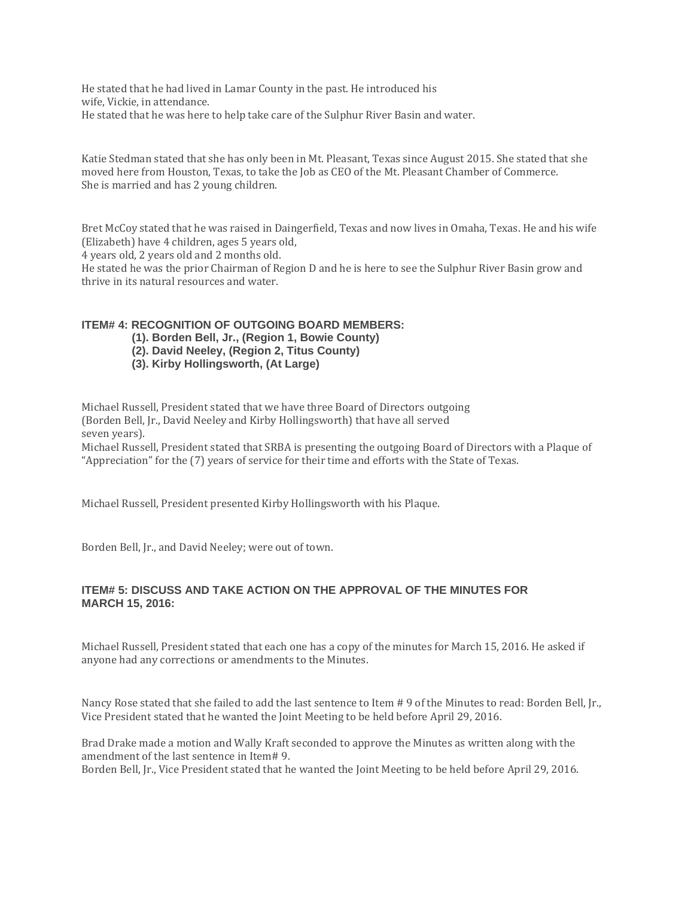He stated that he had lived in Lamar County in the past. He introduced his wife, Vickie, in attendance.
He stated that he was here to help take care of the Sulphur River Basin and water.

Katie Stedman stated that she has only been in Mt. Pleasant, Texas since August 2015. She stated that she moved here from Houston, Texas, to take the Job as CEO of the Mt. Pleasant Chamber of Commerce.
She is married and has 2 young children.

Bret McCoy stated that he was raised in Daingerfield, Texas and now lives in Omaha, Texas. He and his wife (Elizabeth) have 4 children, ages 5 years old,
4 years old, 2 years old and 2 months old.
He stated he was the prior Chairman of Region D and he is here to see the Sulphur River Basin grow and thrive in its natural resources and water.

**ITEM# 4: RECOGNITION OF OUTGOING BOARD MEMBERS:**

**(1). Borden Bell, Jr., (Region 1, Bowie County)**
**(2). David Neeley, (Region 2, Titus County)**
**(3). Kirby Hollingsworth, (At Large)**

Michael Russell, President stated that we have three Board of Directors outgoing (Borden Bell, Jr., David Neeley and Kirby Hollingsworth) that have all served seven years).
Michael Russell, President stated that SRBA is presenting the outgoing Board of Directors with a Plaque of "Appreciation" for the (7) years of service for their time and efforts with the State of Texas.

Michael Russell, President presented Kirby Hollingsworth with his Plaque.

Borden Bell, Jr., and David Neeley; were out of town.

**ITEM# 5: DISCUSS AND TAKE ACTION ON THE APPROVAL OF THE MINUTES FOR MARCH 15, 2016:**

Michael Russell, President stated that each one has a copy of the minutes for March 15, 2016. He asked if anyone had any corrections or amendments to the Minutes.

Nancy Rose stated that she failed to add the last sentence to Item # 9 of the Minutes to read: Borden Bell, Jr., Vice President stated that he wanted the Joint Meeting to be held before April 29, 2016.

Brad Drake made a motion and Wally Kraft seconded to approve the Minutes as written along with the amendment of the last sentence in Item# 9.
Borden Bell, Jr., Vice President stated that he wanted the Joint Meeting to be held before April 29, 2016.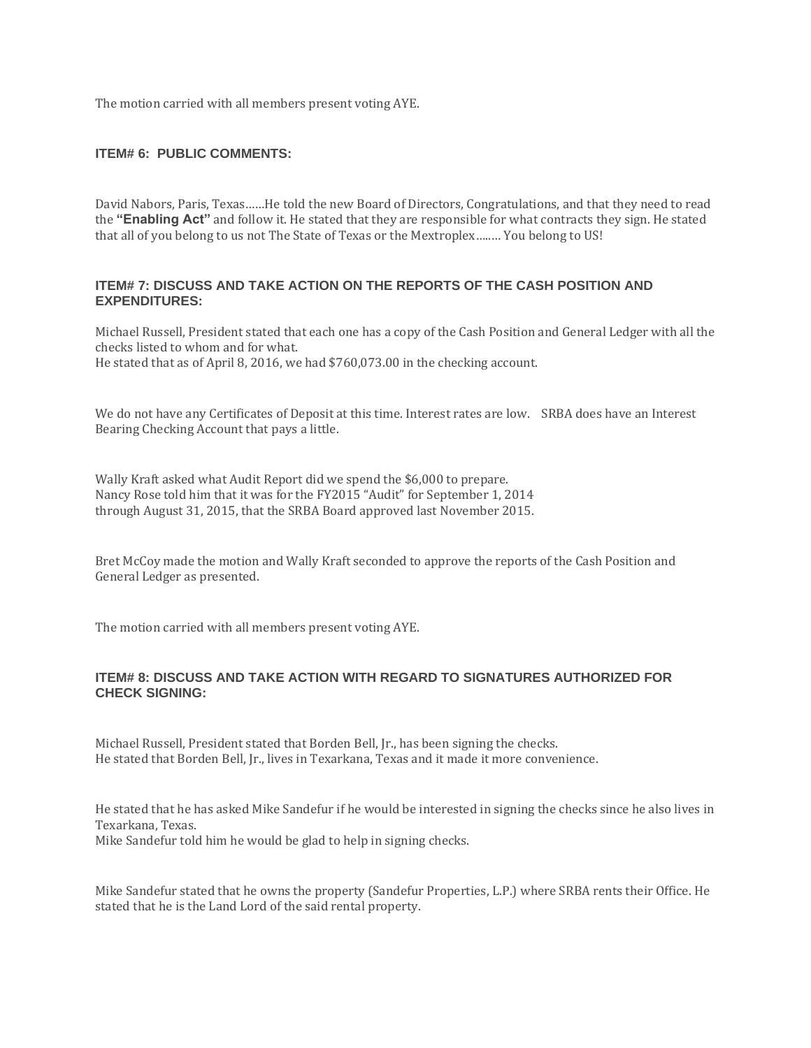The motion carried with all members present voting AYE.

### ITEM# 6: PUBLIC COMMENTS:

David Nabors, Paris, Texas……He told the new Board of Directors, Congratulations, and that they need to read the **"Enabling Act"** and follow it. He stated that they are responsible for what contracts they sign. He stated that all of you belong to us not The State of Texas or the Mextroplex…..… You belong to US!

### ITEM# 7: DISCUSS AND TAKE ACTION ON THE REPORTS OF THE CASH POSITION AND EXPENDITURES:

Michael Russell, President stated that each one has a copy of the Cash Position and General Ledger with all the checks listed to whom and for what.
He stated that as of April 8, 2016, we had $760,073.00 in the checking account.

We do not have any Certificates of Deposit at this time. Interest rates are low. SRBA does have an Interest Bearing Checking Account that pays a little.

Wally Kraft asked what Audit Report did we spend the $6,000 to prepare.
Nancy Rose told him that it was for the FY2015 "Audit" for September 1, 2014 through August 31, 2015, that the SRBA Board approved last November 2015.

Bret McCoy made the motion and Wally Kraft seconded to approve the reports of the Cash Position and General Ledger as presented.

The motion carried with all members present voting AYE.

### ITEM# 8: DISCUSS AND TAKE ACTION WITH REGARD TO SIGNATURES AUTHORIZED FOR CHECK SIGNING:

Michael Russell, President stated that Borden Bell, Jr., has been signing the checks.
He stated that Borden Bell, Jr., lives in Texarkana, Texas and it made it more convenience.

He stated that he has asked Mike Sandefur if he would be interested in signing the checks since he also lives in Texarkana, Texas.
Mike Sandefur told him he would be glad to help in signing checks.

Mike Sandefur stated that he owns the property (Sandefur Properties, L.P.) where SRBA rents their Office. He stated that he is the Land Lord of the said rental property.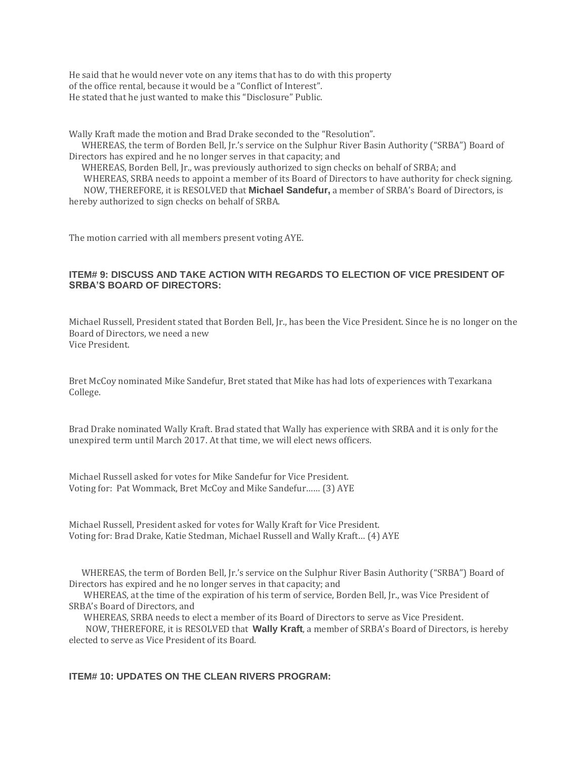He said that he would never vote on any items that has to do with this property
of the office rental, because it would be a "Conflict of Interest".
He stated that he just wanted to make this "Disclosure" Public.

Wally Kraft made the motion and Brad Drake seconded to the "Resolution".

WHEREAS, the term of Borden Bell, Jr.'s service on the Sulphur River Basin Authority ("SRBA") Board of Directors has expired and he no longer serves in that capacity; and

WHEREAS, Borden Bell, Jr., was previously authorized to sign checks on behalf of SRBA; and

WHEREAS, SRBA needs to appoint a member of its Board of Directors to have authority for check signing.

NOW, THEREFORE, it is RESOLVED that **Michael Sandefur,** a member of SRBA's Board of Directors, is hereby authorized to sign checks on behalf of SRBA.

The motion carried with all members present voting AYE.

### ITEM# 9: DISCUSS AND TAKE ACTION WITH REGARDS TO ELECTION OF VICE PRESIDENT OF SRBA'S BOARD OF DIRECTORS:

Michael Russell, President stated that Borden Bell, Jr., has been the Vice President. Since he is no longer on the Board of Directors, we need a new
Vice President.

Bret McCoy nominated Mike Sandefur, Bret stated that Mike has had lots of experiences with Texarkana College.

Brad Drake nominated Wally Kraft. Brad stated that Wally has experience with SRBA and it is only for the unexpired term until March 2017. At that time, we will elect news officers.

Michael Russell asked for votes for Mike Sandefur for Vice President.
Voting for: Pat Wommack, Bret McCoy and Mike Sandefur…… (3) AYE

Michael Russell, President asked for votes for Wally Kraft for Vice President.
Voting for: Brad Drake, Katie Stedman, Michael Russell and Wally Kraft… (4) AYE

WHEREAS, the term of Borden Bell, Jr.'s service on the Sulphur River Basin Authority ("SRBA") Board of Directors has expired and he no longer serves in that capacity; and

WHEREAS, at the time of the expiration of his term of service, Borden Bell, Jr., was Vice President of SRBA's Board of Directors, and

WHEREAS, SRBA needs to elect a member of its Board of Directors to serve as Vice President.

NOW, THEREFORE, it is RESOLVED that **Wally Kraft**, a member of SRBA's Board of Directors, is hereby elected to serve as Vice President of its Board.

### ITEM# 10: UPDATES ON THE CLEAN RIVERS PROGRAM: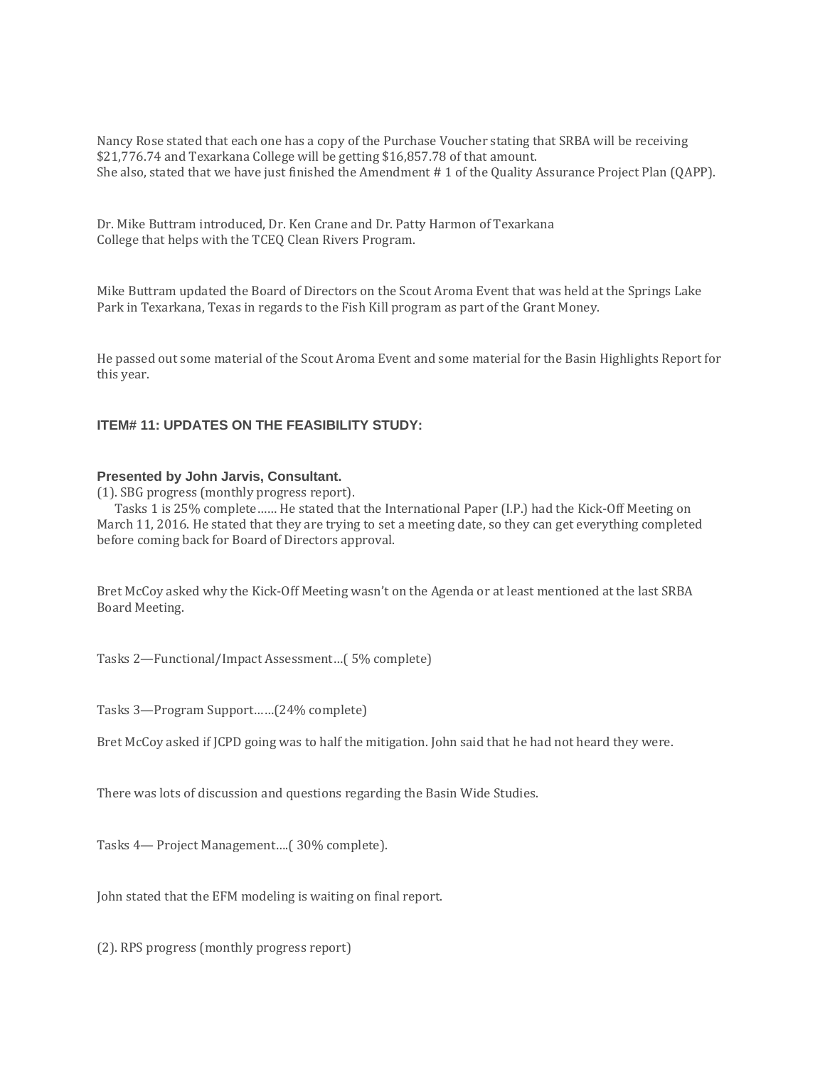Nancy Rose stated that each one has a copy of the Purchase Voucher stating that SRBA will be receiving $21,776.74 and Texarkana College will be getting $16,857.78 of that amount.
She also, stated that we have just finished the Amendment # 1 of the Quality Assurance Project Plan (QAPP).

Dr. Mike Buttram introduced, Dr. Ken Crane and Dr. Patty Harmon of Texarkana College that helps with the TCEQ Clean Rivers Program.

Mike Buttram updated the Board of Directors on the Scout Aroma Event that was held at the Springs Lake Park in Texarkana, Texas in regards to the Fish Kill program as part of the Grant Money.

He passed out some material of the Scout Aroma Event and some material for the Basin Highlights Report for this year.

### ITEM# 11: UPDATES ON THE FEASIBILITY STUDY:

**Presented by John Jarvis, Consultant.**

(1). SBG progress (monthly progress report).

Tasks 1 is 25% complete…… He stated that the International Paper (I.P.) had the Kick-Off Meeting on March 11, 2016. He stated that they are trying to set a meeting date, so they can get everything completed before coming back for Board of Directors approval.

Bret McCoy asked why the Kick-Off Meeting wasn't on the Agenda or at least mentioned at the last SRBA Board Meeting.

Tasks 2—Functional/Impact Assessment…( 5% complete)

Tasks 3—Program Support……(24% complete)

Bret McCoy asked if JCPD going was to half the mitigation. John said that he had not heard they were.

There was lots of discussion and questions regarding the Basin Wide Studies.

Tasks 4— Project Management….( 30% complete).

John stated that the EFM modeling is waiting on final report.

(2). RPS progress (monthly progress report)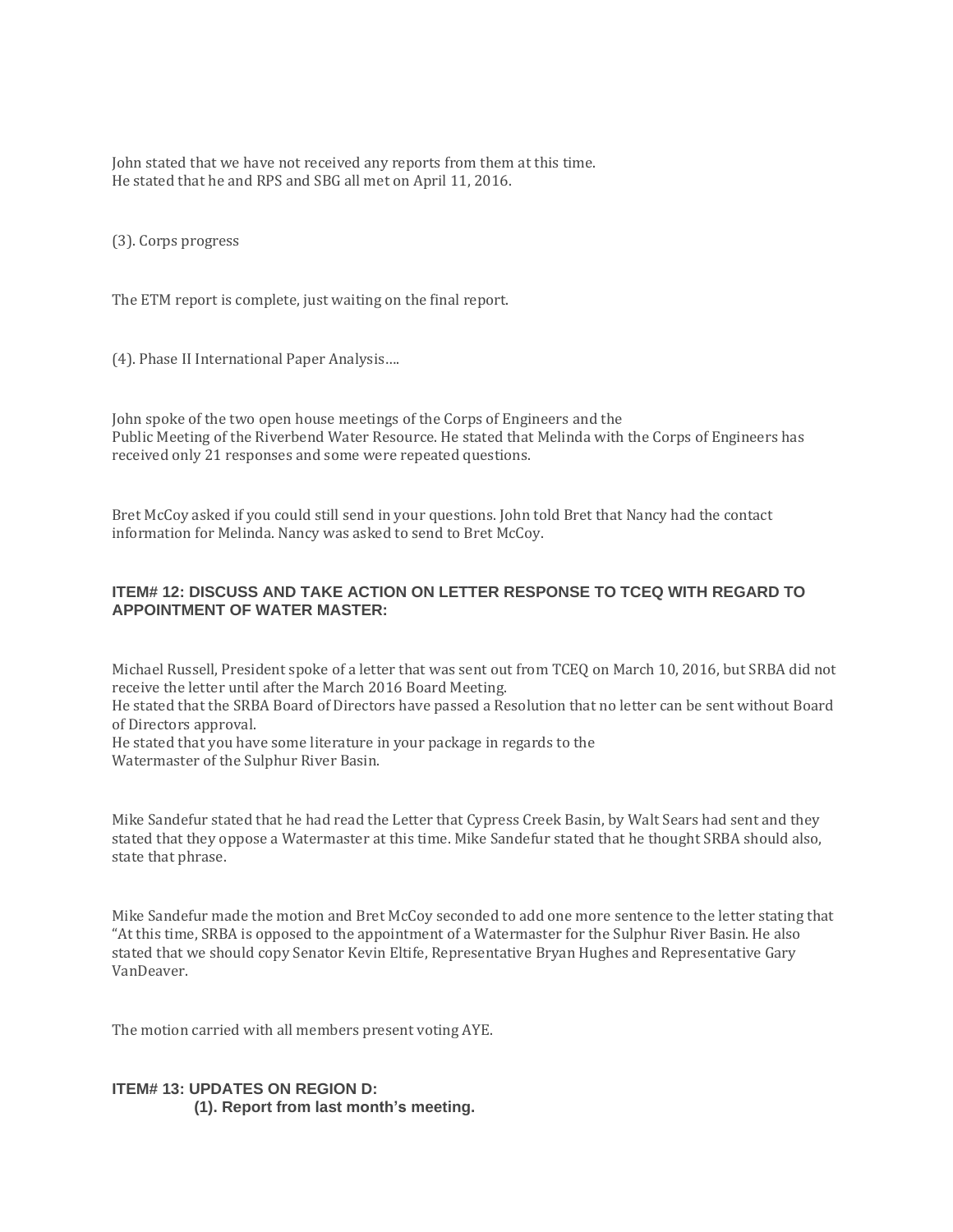John stated that we have not received any reports from them at this time.
He stated that he and RPS and SBG all met on April 11, 2016.

(3). Corps progress

The ETM report is complete, just waiting on the final report.

(4). Phase II International Paper Analysis….

John spoke of the two open house meetings of the Corps of Engineers and the
Public Meeting of the Riverbend Water Resource. He stated that Melinda with the Corps of Engineers has received only 21 responses and some were repeated questions.

Bret McCoy asked if you could still send in your questions. John told Bret that Nancy had the contact information for Melinda. Nancy was asked to send to Bret McCoy.

## ITEM# 12: DISCUSS AND TAKE ACTION ON LETTER RESPONSE TO TCEQ WITH REGARD TO APPOINTMENT OF WATER MASTER:

Michael Russell, President spoke of a letter that was sent out from TCEQ on March 10, 2016, but SRBA did not receive the letter until after the March 2016 Board Meeting.
He stated that the SRBA Board of Directors have passed a Resolution that no letter can be sent without Board of Directors approval.
He stated that you have some literature in your package in regards to the
Watermaster of the Sulphur River Basin.

Mike Sandefur stated that he had read the Letter that Cypress Creek Basin, by Walt Sears had sent and they stated that they oppose a Watermaster at this time. Mike Sandefur stated that he thought SRBA should also, state that phrase.

Mike Sandefur made the motion and Bret McCoy seconded to add one more sentence to the letter stating that "At this time, SRBA is opposed to the appointment of a Watermaster for the Sulphur River Basin. He also stated that we should copy Senator Kevin Eltife, Representative Bryan Hughes and Representative Gary VanDeaver.

The motion carried with all members present voting AYE.

## ITEM# 13: UPDATES ON REGION D:

**(1). Report from last month's meeting.**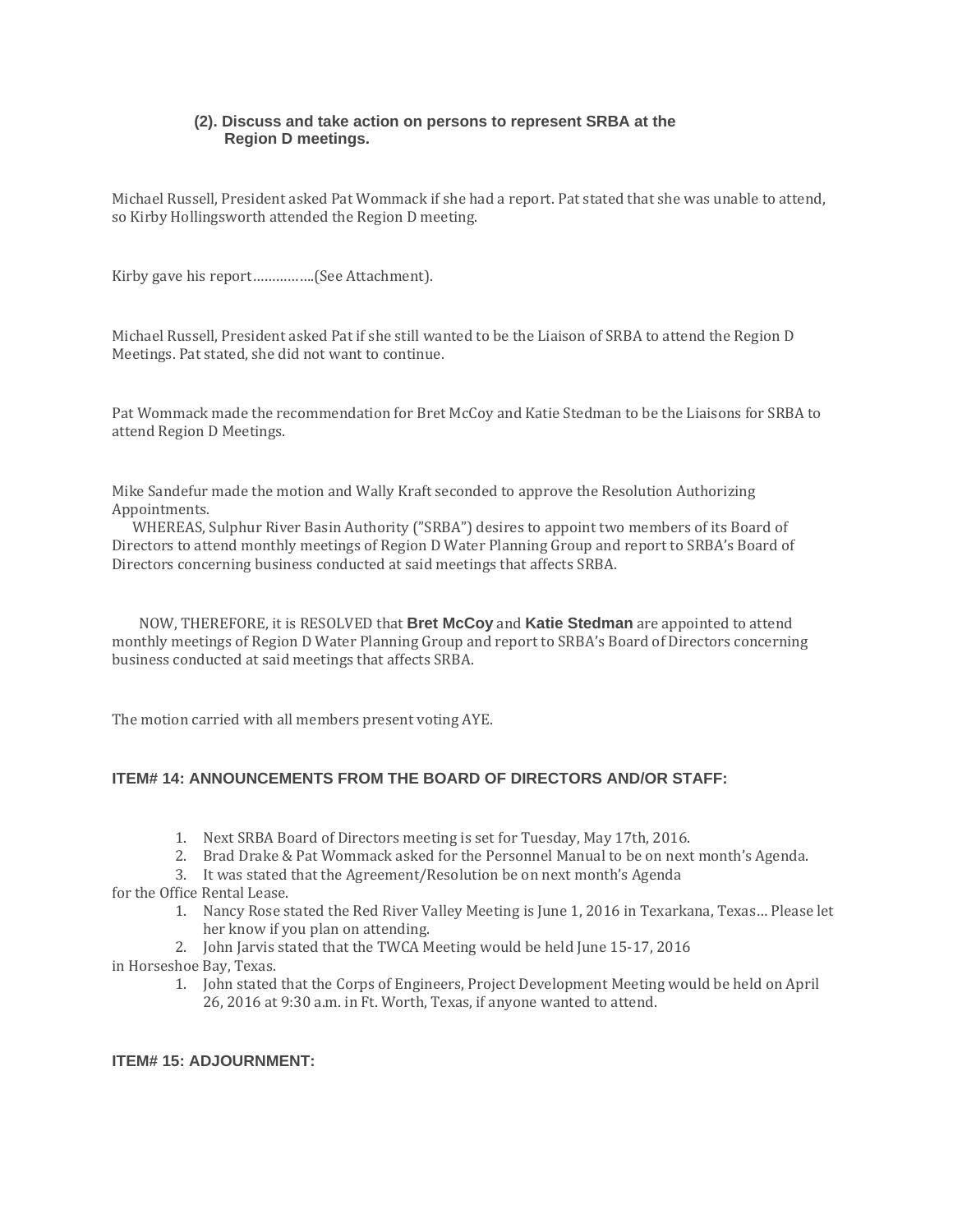**(2). Discuss and take action on persons to represent SRBA at the Region D meetings.**

Michael Russell, President asked Pat Wommack if she had a report. Pat stated that she was unable to attend, so Kirby Hollingsworth attended the Region D meeting.

Kirby gave his report……………(See Attachment).

Michael Russell, President asked Pat if she still wanted to be the Liaison of SRBA to attend the Region D Meetings. Pat stated, she did not want to continue.

Pat Wommack made the recommendation for Bret McCoy and Katie Stedman to be the Liaisons for SRBA to attend Region D Meetings.

Mike Sandefur made the motion and Wally Kraft seconded to approve the Resolution Authorizing Appointments.

WHEREAS, Sulphur River Basin Authority ("SRBA") desires to appoint two members of its Board of Directors to attend monthly meetings of Region D Water Planning Group and report to SRBA's Board of Directors concerning business conducted at said meetings that affects SRBA.

NOW, THEREFORE, it is RESOLVED that **Bret McCoy** and **Katie Stedman** are appointed to attend monthly meetings of Region D Water Planning Group and report to SRBA's Board of Directors concerning business conducted at said meetings that affects SRBA.

The motion carried with all members present voting AYE.

### ITEM# 14: ANNOUNCEMENTS FROM THE BOARD OF DIRECTORS AND/OR STAFF:

1. Next SRBA Board of Directors meeting is set for Tuesday, May 17th, 2016.
2. Brad Drake & Pat Wommack asked for the Personnel Manual to be on next month's Agenda.
3. It was stated that the Agreement/Resolution be on next month's Agenda for the Office Rental Lease.

1. Nancy Rose stated the Red River Valley Meeting is June 1, 2016 in Texarkana, Texas… Please let her know if you plan on attending.
2. John Jarvis stated that the TWCA Meeting would be held June 15-17, 2016 in Horseshoe Bay, Texas.

1. John stated that the Corps of Engineers, Project Development Meeting would be held on April 26, 2016 at 9:30 a.m. in Ft. Worth, Texas, if anyone wanted to attend.

### ITEM# 15: ADJOURNMENT: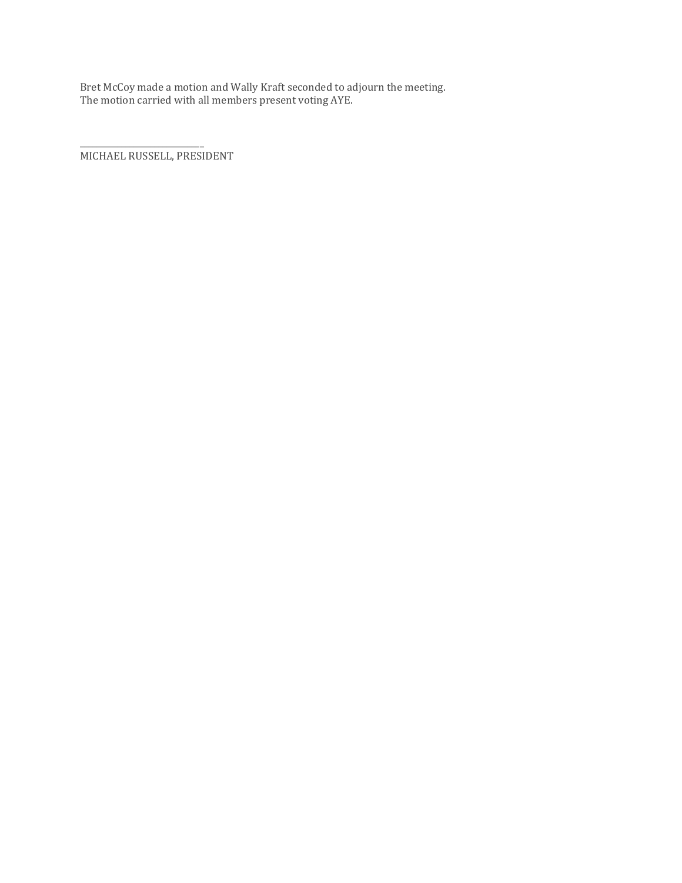Bret McCoy made a motion and Wally Kraft seconded to adjourn the meeting.
The motion carried with all members present voting AYE.

___________________________

MICHAEL RUSSELL, PRESIDENT